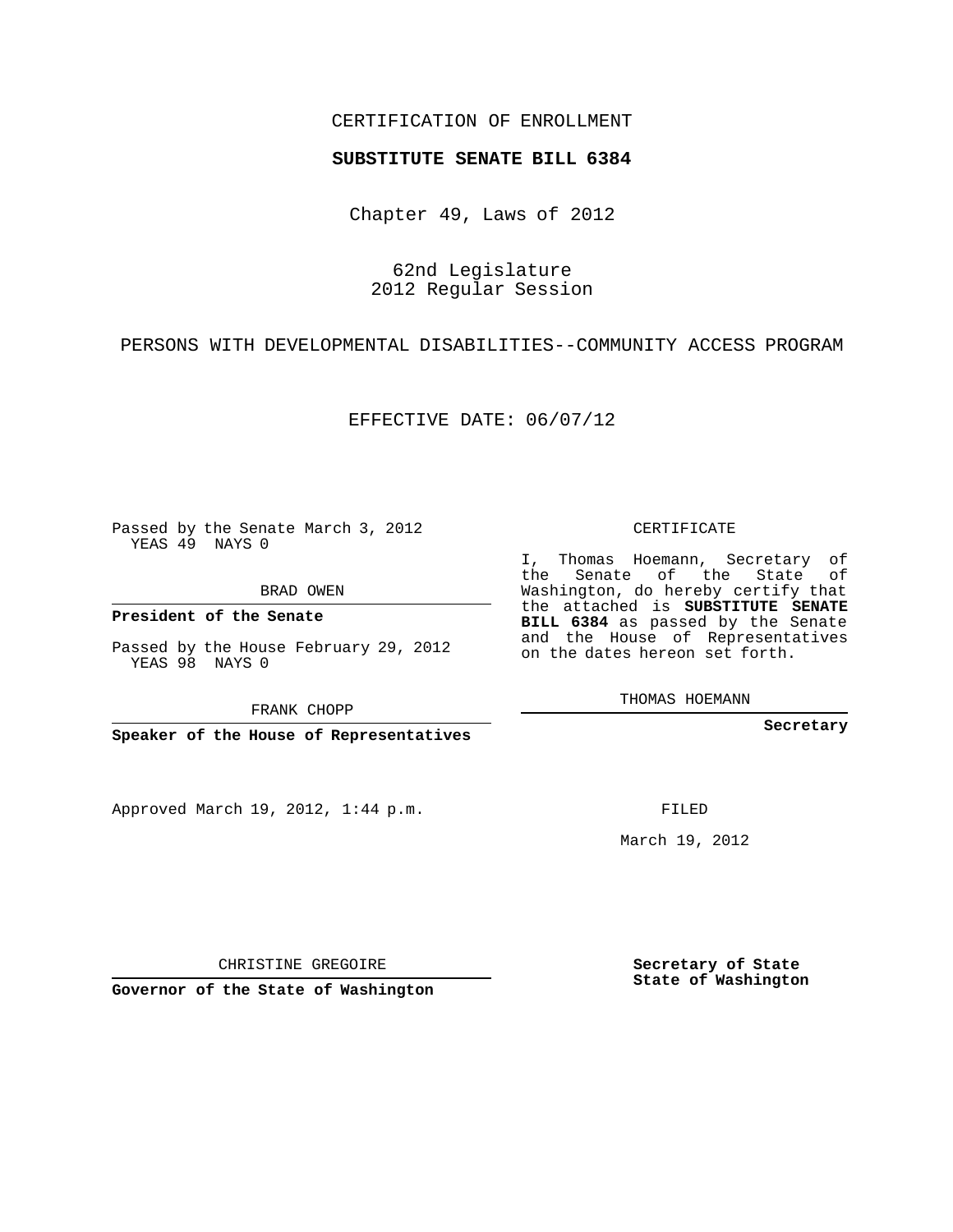CERTIFICATION OF ENROLLMENT

**SUBSTITUTE SENATE BILL 6384**

Chapter 49, Laws of 2012

62nd Legislature
2012 Regular Session

PERSONS WITH DEVELOPMENTAL DISABILITIES--COMMUNITY ACCESS PROGRAM

EFFECTIVE DATE: 06/07/12

Passed by the Senate March 3, 2012
YEAS 49 NAYS 0

BRAD OWEN

**President of the Senate**

Passed by the House February 29, 2012
YEAS 98 NAYS 0

FRANK CHOPP

**Speaker of the House of Representatives**

Approved March 19, 2012, 1:44 p.m.

CHRISTINE GREGOIRE

**Governor of the State of Washington**

CERTIFICATE

I, Thomas Hoemann, Secretary of the Senate of the State of Washington, do hereby certify that the attached is **SUBSTITUTE SENATE BILL 6384** as passed by the Senate and the House of Representatives on the dates hereon set forth.

THOMAS HOEMANN

**Secretary**

FILED

March 19, 2012

**Secretary of State**
**State of Washington**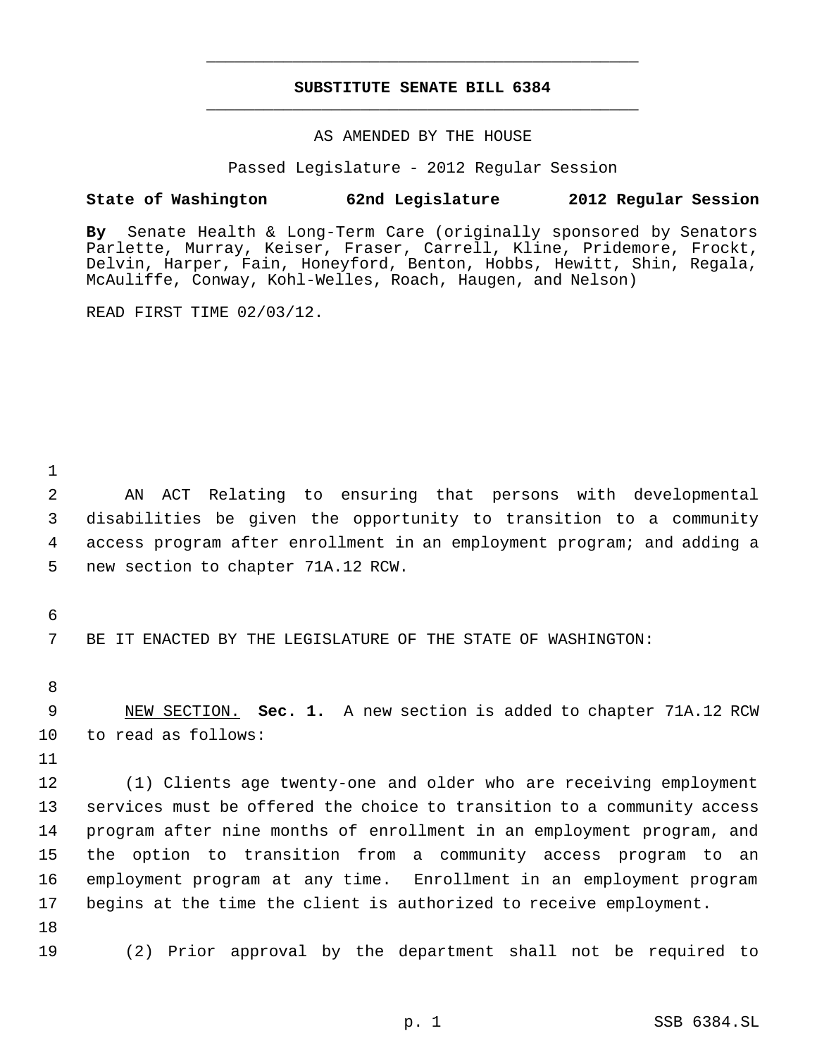# SUBSTITUTE SENATE BILL 6384

AS AMENDED BY THE HOUSE

Passed Legislature - 2012 Regular Session

**State of Washington 62nd Legislature 2012 Regular Session**

**By** Senate Health & Long-Term Care (originally sponsored by Senators Parlette, Murray, Keiser, Fraser, Carrell, Kline, Pridemore, Frockt, Delvin, Harper, Fain, Honeyford, Benton, Hobbs, Hewitt, Shin, Regala, McAuliffe, Conway, Kohl-Welles, Roach, Haugen, and Nelson)

READ FIRST TIME 02/03/12.

AN ACT Relating to ensuring that persons with developmental disabilities be given the opportunity to transition to a community access program after enrollment in an employment program; and adding a new section to chapter 71A.12 RCW.

BE IT ENACTED BY THE LEGISLATURE OF THE STATE OF WASHINGTON:

NEW SECTION. **Sec. 1.** A new section is added to chapter 71A.12 RCW to read as follows:

(1) Clients age twenty-one and older who are receiving employment services must be offered the choice to transition to a community access program after nine months of enrollment in an employment program, and the option to transition from a community access program to an employment program at any time. Enrollment in an employment program begins at the time the client is authorized to receive employment.

(2) Prior approval by the department shall not be required to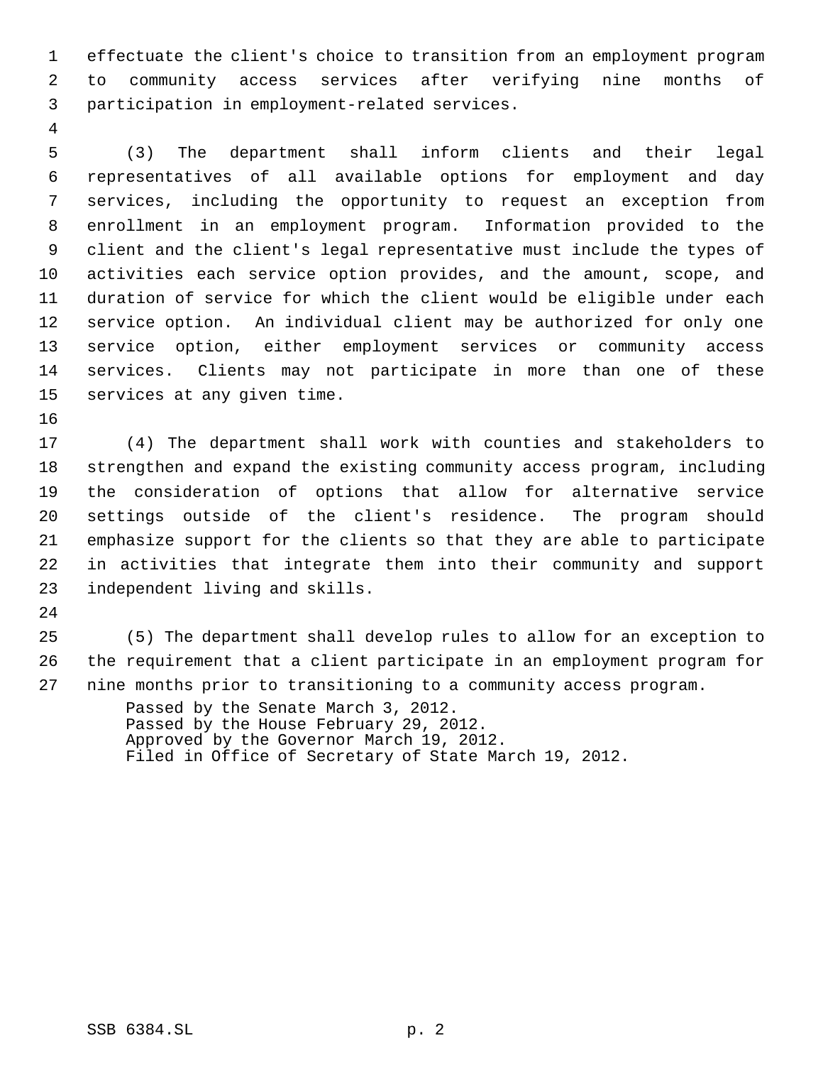effectuate the client's choice to transition from an employment program to community access services after verifying nine months of participation in employment-related services.

(3) The department shall inform clients and their legal representatives of all available options for employment and day services, including the opportunity to request an exception from enrollment in an employment program. Information provided to the client and the client's legal representative must include the types of activities each service option provides, and the amount, scope, and duration of service for which the client would be eligible under each service option. An individual client may be authorized for only one service option, either employment services or community access services. Clients may not participate in more than one of these services at any given time.

(4) The department shall work with counties and stakeholders to strengthen and expand the existing community access program, including the consideration of options that allow for alternative service settings outside of the client's residence. The program should emphasize support for the clients so that they are able to participate in activities that integrate them into their community and support independent living and skills.

(5) The department shall develop rules to allow for an exception to the requirement that a client participate in an employment program for nine months prior to transitioning to a community access program.

Passed by the Senate March 3, 2012.
Passed by the House February 29, 2012.
Approved by the Governor March 19, 2012.
Filed in Office of Secretary of State March 19, 2012.